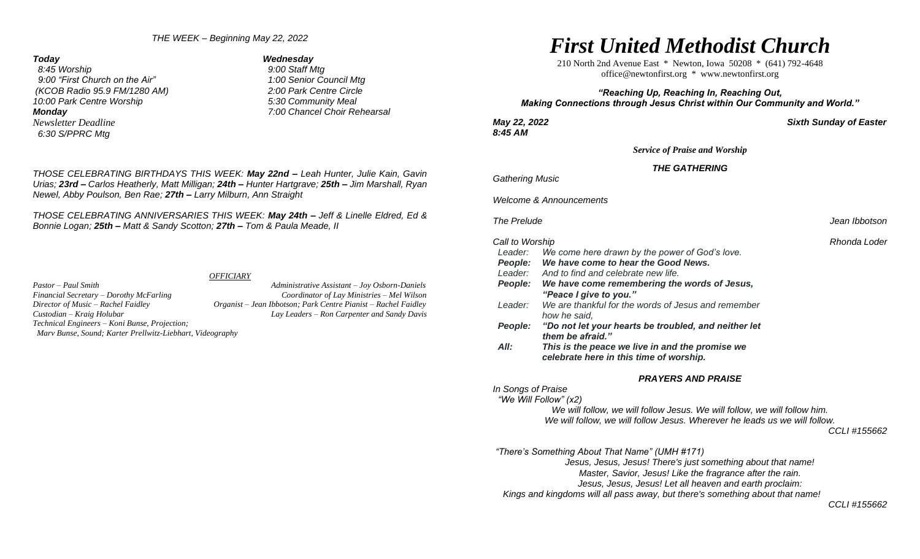*THE WEEK – Beginning May 22, 2022*

***Today***
*8:45 Worship*
*9:00 "First Church on the Air"*
*(KCOB Radio 95.9 FM/1280 AM)*
*10:00 Park Centre Worship*

***Monday***
*Newsletter Deadline*
*6:30 S/PPRC Mtg*

***Wednesday***
*9:00 Staff Mtg*
*1:00 Senior Council Mtg*
*2:00 Park Centre Circle*
*5:30 Community Meal*
*7:00 Chancel Choir Rehearsal*

*THOSE CELEBRATING BIRTHDAYS THIS WEEK:* ***May 22nd –*** *Leah Hunter, Julie Kain, Gavin Urias;* ***23rd –*** *Carlos Heatherly, Matt Milligan;* ***24th –*** *Hunter Hartgrave;* ***25th –*** *Jim Marshall, Ryan Newel, Abby Poulson, Ben Rae;* ***27th –*** *Larry Milburn, Ann Straight*

*THOSE CELEBRATING ANNIVERSARIES THIS WEEK:* ***May 24th –*** *Jeff & Linelle Eldred, Ed & Bonnie Logan;* ***25th –*** *Matt & Sandy Scotton;* ***27th –*** *Tom & Paula Meade, II*

*OFFICIARY*

*Pastor – Paul Smith*
*Financial Secretary – Dorothy McFarling*
*Director of Music – Rachel Faidley*
*Custodian – Kraig Holubar*
*Technical Engineers – Koni Bunse, Projection; Marv Bunse, Sound; Karter Prellwitz-Liebhart, Videography*
*Administrative Assistant – Joy Osborn-Daniels*
*Coordinator of Lay Ministries – Mel Wilson*
*Organist – Jean Ibbotson; Park Centre Pianist – Rachel Faidley*
*Lay Leaders – Ron Carpenter and Sandy Davis*

# *First United Methodist Church*

210 North 2nd Avenue East * Newton, Iowa 50208 * (641) 792-4648
office@newtonfirst.org * www.newtonfirst.org

***"Reaching Up, Reaching In, Reaching Out,***
***Making Connections through Jesus Christ within Our Community and World."***

***May 22, 2022*** ***Sixth Sunday of Easter***
***8:45 AM***

***Service of Praise and Worship***

## ***THE GATHERING***

*Gathering Music*

*Welcome & Announcements*

*The Prelude* — *Jean Ibbotson*

*Call to Worship* — *Rhonda Loder*

*Leader:* *We come here drawn by the power of God's love.*
***People:*** ***We have come to hear the Good News.***
*Leader:* *And to find and celebrate new life.*
***People:*** ***We have come remembering the words of Jesus, "Peace I give to you."***
*Leader:* *We are thankful for the words of Jesus and remember how he said,*
***People:*** ***"Do not let your hearts be troubled, and neither let them be afraid."***
***All:*** ***This is the peace we live in and the promise we celebrate here in this time of worship.***

## ***PRAYERS AND PRAISE***

*In Songs of Praise*
*"We Will Follow" (x2)*

*We will follow, we will follow Jesus. We will follow, we will follow him.*
*We will follow, we will follow Jesus. Wherever he leads us we will follow.*

*CCLI #155662*

*"There's Something About That Name" (UMH #171)*

*Jesus, Jesus, Jesus! There's just something about that name!*
*Master, Savior, Jesus! Like the fragrance after the rain.*
*Jesus, Jesus, Jesus! Let all heaven and earth proclaim:*
*Kings and kingdoms will all pass away, but there's something about that name!*

*CCLI #155662*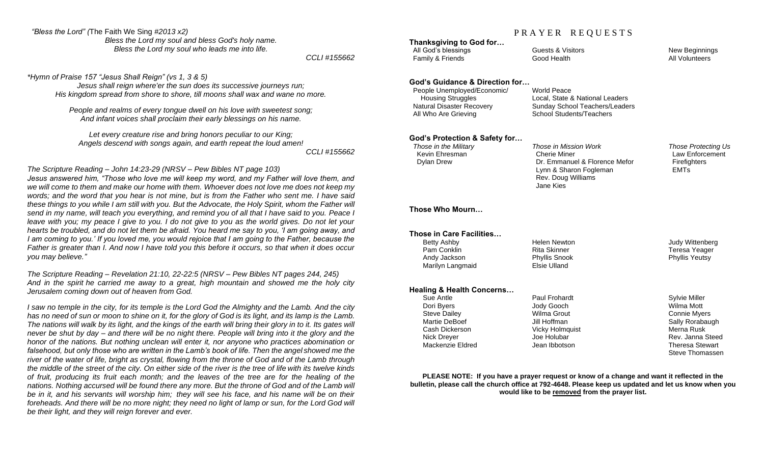*"Bless the Lord" (*The Faith We Sing *#2013 x2)*

*Bless the Lord my soul and bless God's holy name.*
*Bless the Lord my soul who leads me into life.*

*CCLI #155662*

*\*Hymn of Praise 157 "Jesus Shall Reign" (vs 1, 3 & 5)*

*Jesus shall reign where'er the sun does its successive journeys run;*
*His kingdom spread from shore to shore, till moons shall wax and wane no more.*

*People and realms of every tongue dwell on his love with sweetest song;*
*And infant voices shall proclaim their early blessings on his name.*

*Let every creature rise and bring honors peculiar to our King;*
*Angels descend with songs again, and earth repeat the loud amen!*

*CCLI #155662*

*The Scripture Reading – John 14:23-29 (NRSV – Pew Bibles NT page 103)*

*Jesus answered him, "Those who love me will keep my word, and my Father will love them, and we will come to them and make our home with them. Whoever does not love me does not keep my words; and the word that you hear is not mine, but is from the Father who sent me. I have said these things to you while I am still with you. But the Advocate, the Holy Spirit, whom the Father will send in my name, will teach you everything, and remind you of all that I have said to you. Peace I leave with you; my peace I give to you. I do not give to you as the world gives. Do not let your hearts be troubled, and do not let them be afraid. You heard me say to you, 'I am going away, and I am coming to you.' If you loved me, you would rejoice that I am going to the Father, because the Father is greater than I. And now I have told you this before it occurs, so that when it does occur you may believe."*

*The Scripture Reading – Revelation 21:10, 22-22:5 (NRSV – Pew Bibles NT pages 244, 245)*

*And in the spirit he carried me away to a great, high mountain and showed me the holy city Jerusalem coming down out of heaven from God.*

*I saw no temple in the city, for its temple is the Lord God the Almighty and the Lamb. And the city has no need of sun or moon to shine on it, for the glory of God is its light, and its lamp is the Lamb. The nations will walk by its light, and the kings of the earth will bring their glory in to it. Its gates will never be shut by day – and there will be no night there. People will bring into it the glory and the honor of the nations. But nothing unclean will enter it, nor anyone who practices abomination or falsehood, but only those who are written in the Lamb's book of life. Then the angel showed me the river of the water of life, bright as crystal, flowing from the throne of God and of the Lamb through the middle of the street of the city. On either side of the river is the tree of life with its twelve kinds of fruit, producing its fruit each month; and the leaves of the tree are for the healing of the nations. Nothing accursed will be found there any more. But the throne of God and of the Lamb will be in it, and his servants will worship him; they will see his face, and his name will be on their foreheads. And there will be no more night; they need no light of lamp or sun, for the Lord God will be their light, and they will reign forever and ever.*

# PRAYER REQUESTS

**Thanksgiving to God for…**

All God's blessings
Family & Friends
Guests & Visitors
Good Health
New Beginnings
All Volunteers

**God's Guidance & Direction for…**

People Unemployed/Economic/ Housing Struggles
Natural Disaster Recovery
All Who Are Grieving
World Peace
Local, State & National Leaders
Sunday School Teachers/Leaders
School Students/Teachers

**God's Protection & Safety for…**

*Those in the Military*
Kevin Ehresman
Dylan Drew

*Those in Mission Work*
Cherie Miner
Dr. Emmanuel & Florence Mefor
Lynn & Sharon Fogleman
Rev. Doug Williams
Jane Kies

*Those Protecting Us*
Law Enforcement
Firefighters
EMTs

**Those Who Mourn…**

**Those in Care Facilities…**

Betty Ashby
Pam Conklin
Andy Jackson
Marilyn Langmaid
Helen Newton
Rita Skinner
Phyllis Snook
Elsie Ulland
Judy Wittenberg
Teresa Yeager
Phyllis Yeutsy

**Healing & Health Concerns…**

Sue Antle
Dori Byers
Steve Dailey
Martie DeBoef
Cash Dickerson
Nick Dreyer
Mackenzie Eldred
Paul Frohardt
Jody Gooch
Wilma Grout
Jill Hoffman
Vicky Holmquist
Joe Holubar
Jean Ibbotson
Sylvie Miller
Wilma Mott
Connie Myers
Sally Rorabaugh
Merna Rusk
Rev. Janna Steed
Theresa Stewart
Steve Thomassen

**PLEASE NOTE: If you have a prayer request or know of a change and want it reflected in the bulletin, please call the church office at 792-4648. Please keep us updated and let us know when you would like to be removed from the prayer list.**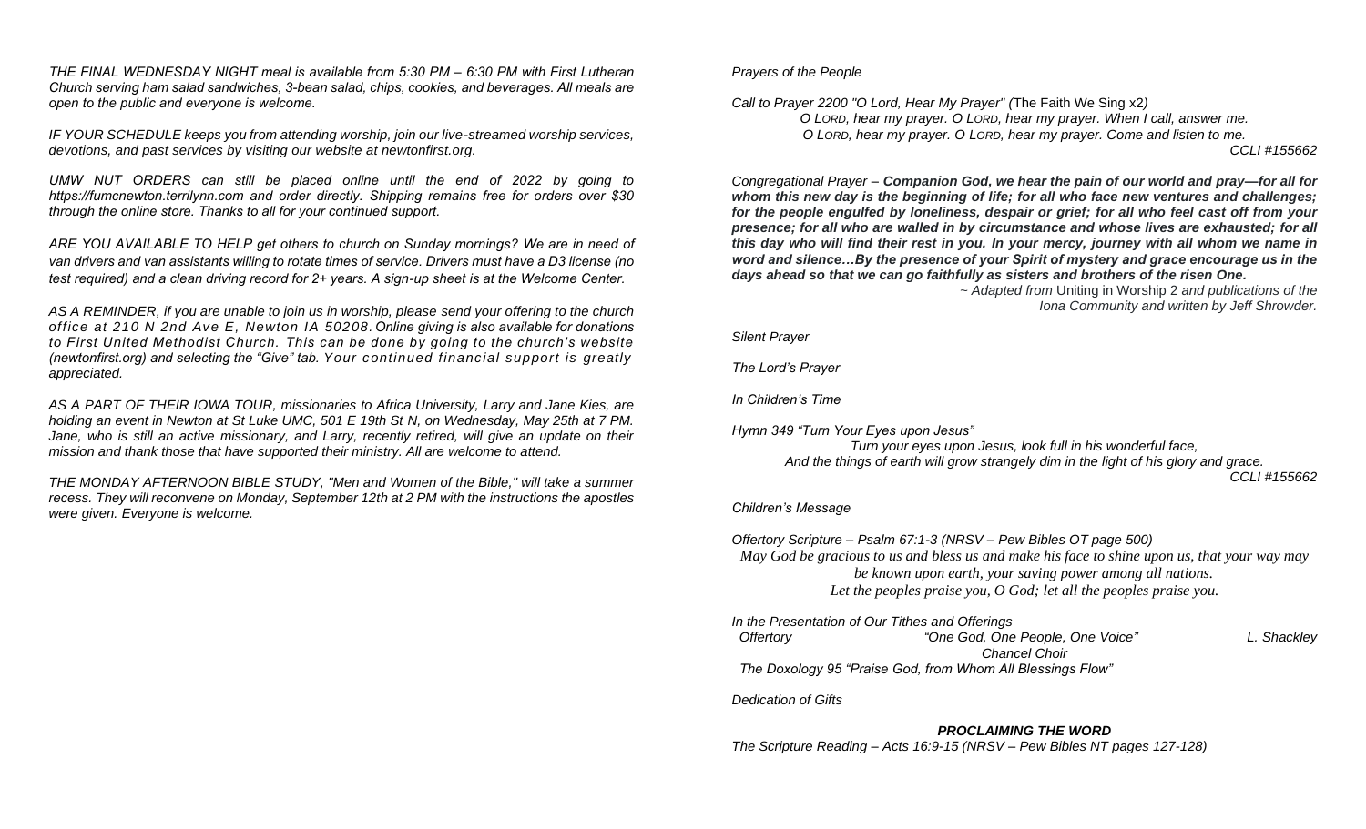*THE FINAL WEDNESDAY NIGHT meal is available from 5:30 PM – 6:30 PM with First Lutheran Church serving ham salad sandwiches, 3-bean salad, chips, cookies, and beverages. All meals are open to the public and everyone is welcome.*

*IF YOUR SCHEDULE keeps you from attending worship, join our live-streamed worship services, devotions, and past services by visiting our website at newtonfirst.org.*

*UMW NUT ORDERS can still be placed online until the end of 2022 by going to https://fumcnewton.terrilynn.com and order directly. Shipping remains free for orders over $30 through the online store. Thanks to all for your continued support.*

*ARE YOU AVAILABLE TO HELP get others to church on Sunday mornings? We are in need of van drivers and van assistants willing to rotate times of service. Drivers must have a D3 license (no test required) and a clean driving record for 2+ years. A sign-up sheet is at the Welcome Center.*

*AS A REMINDER, if you are unable to join us in worship, please send your offering to the church office at 210 N 2nd Ave E, Newton IA 50208. Online giving is also available for donations to First United Methodist Church. This can be done by going to the church's website (newtonfirst.org) and selecting the "Give" tab. Your continued financial support is greatly appreciated.*

*AS A PART OF THEIR IOWA TOUR, missionaries to Africa University, Larry and Jane Kies, are holding an event in Newton at St Luke UMC, 501 E 19th St N, on Wednesday, May 25th at 7 PM. Jane, who is still an active missionary, and Larry, recently retired, will give an update on their mission and thank those that have supported their ministry. All are welcome to attend.*

*THE MONDAY AFTERNOON BIBLE STUDY, "Men and Women of the Bible," will take a summer recess. They will reconvene on Monday, September 12th at 2 PM with the instructions the apostles were given. Everyone is welcome.*

*Prayers of the People*

*Call to Prayer 2200 "O Lord, Hear My Prayer" (*The Faith We Sing x2*)*

*O LORD, hear my prayer. O LORD, hear my prayer. When I call, answer me.*
*O LORD, hear my prayer. O LORD, hear my prayer. Come and listen to me.*

*CCLI #155662*

*Congregational Prayer –* ***Companion God, we hear the pain of our world and pray—for all for whom this new day is the beginning of life; for all who face new ventures and challenges; for the people engulfed by loneliness, despair or grief; for all who feel cast off from your presence; for all who are walled in by circumstance and whose lives are exhausted; for all this day who will find their rest in you. In your mercy, journey with all whom we name in word and silence…By the presence of your Spirit of mystery and grace encourage us in the days ahead so that we can go faithfully as sisters and brothers of the risen One.***

*~ Adapted from* Uniting in Worship 2 *and publications of the Iona Community and written by Jeff Shrowder.*

*Silent Prayer*

*The Lord's Prayer*

*In Children's Time*

*Hymn 349 "Turn Your Eyes upon Jesus"*

*Turn your eyes upon Jesus, look full in his wonderful face,*
*And the things of earth will grow strangely dim in the light of his glory and grace.*

*CCLI #155662*

*Children's Message*

*Offertory Scripture – Psalm 67:1-3 (NRSV – Pew Bibles OT page 500)*

*May God be gracious to us and bless us and make his face to shine upon us, that your way may be known upon earth, your saving power among all nations.*
*Let the peoples praise you, O God; let all the peoples praise you.*

*In the Presentation of Our Tithes and Offerings*

*Offertory* — *"One God, One People, One Voice"* — *L. Shackley*
*Chancel Choir*

*The Doxology 95 "Praise God, from Whom All Blessings Flow"*

*Dedication of Gifts*

***PROCLAIMING THE WORD***

*The Scripture Reading – Acts 16:9-15 (NRSV – Pew Bibles NT pages 127-128)*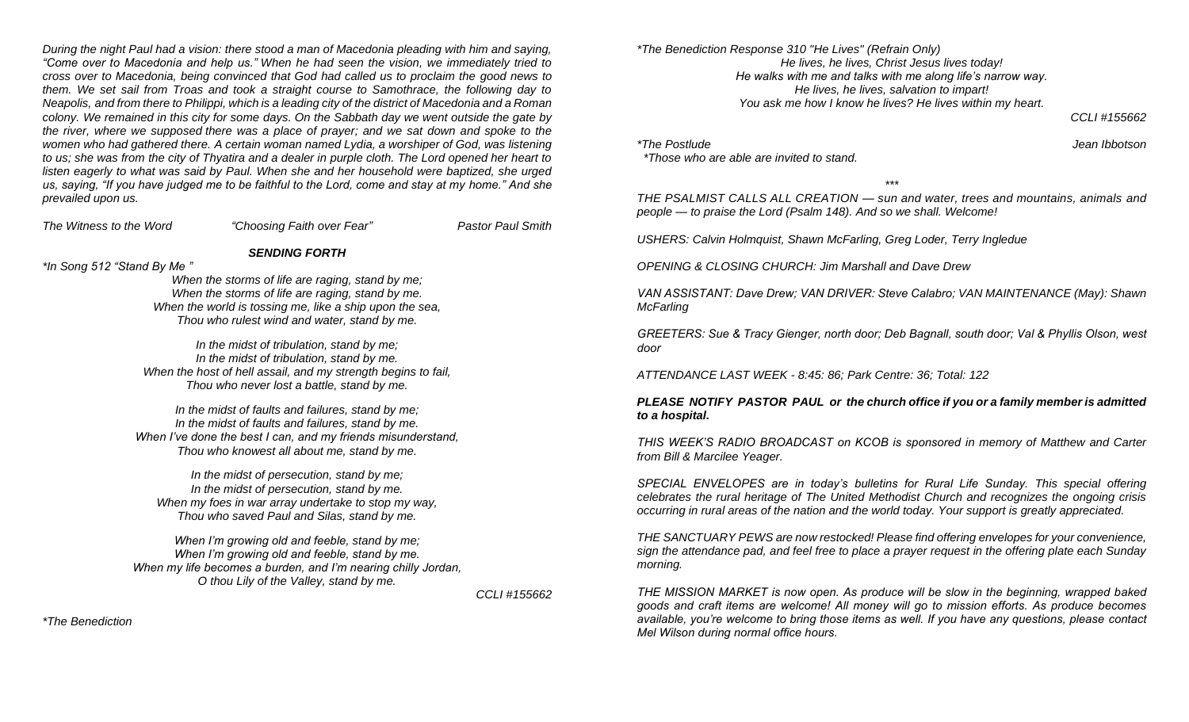*During the night Paul had a vision: there stood a man of Macedonia pleading with him and saying, "Come over to Macedonia and help us." When he had seen the vision, we immediately tried to cross over to Macedonia, being convinced that God had called us to proclaim the good news to them. We set sail from Troas and took a straight course to Samothrace, the following day to Neapolis, and from there to Philippi, which is a leading city of the district of Macedonia and a Roman colony. We remained in this city for some days. On the Sabbath day we went outside the gate by the river, where we supposed there was a place of prayer; and we sat down and spoke to the women who had gathered there. A certain woman named Lydia, a worshiper of God, was listening to us; she was from the city of Thyatira and a dealer in purple cloth. The Lord opened her heart to listen eagerly to what was said by Paul. When she and her household were baptized, she urged us, saying, "If you have judged me to be faithful to the Lord, come and stay at my home." And she prevailed upon us.*

*The Witness to the Word* *"Choosing Faith over Fear"* *Pastor Paul Smith*

### *SENDING FORTH*

*\*In Song 512 "Stand By Me"*

*When the storms of life are raging, stand by me;*
*When the storms of life are raging, stand by me.*
*When the world is tossing me, like a ship upon the sea,*
*Thou who rulest wind and water, stand by me.*

*In the midst of tribulation, stand by me;*
*In the midst of tribulation, stand by me.*
*When the host of hell assail, and my strength begins to fail,*
*Thou who never lost a battle, stand by me.*

*In the midst of faults and failures, stand by me;*
*In the midst of faults and failures, stand by me.*
*When I've done the best I can, and my friends misunderstand,*
*Thou who knowest all about me, stand by me.*

*In the midst of persecution, stand by me;*
*In the midst of persecution, stand by me.*
*When my foes in war array undertake to stop my way,*
*Thou who saved Paul and Silas, stand by me.*

*When I'm growing old and feeble, stand by me;*
*When I'm growing old and feeble, stand by me.*
*When my life becomes a burden, and I'm nearing chilly Jordan,*
*O thou Lily of the Valley, stand by me.*

*CCLI #155662*

*\*The Benediction*

*\*The Benediction Response 310 "He Lives" (Refrain Only)*

*He lives, he lives, Christ Jesus lives today!*
*He walks with me and talks with me along life's narrow way.*
*He lives, he lives, salvation to impart!*
*You ask me how I know he lives? He lives within my heart.*

*CCLI #155662*

*\*The Postlude* *Jean Ibbotson*

*\*Those who are able are invited to stand.*

*\*\*\**

*THE PSALMIST CALLS ALL CREATION — sun and water, trees and mountains, animals and people — to praise the Lord (Psalm 148). And so we shall. Welcome!*

*USHERS: Calvin Holmquist, Shawn McFarling, Greg Loder, Terry Ingledue*

*OPENING & CLOSING CHURCH: Jim Marshall and Dave Drew*

*VAN ASSISTANT: Dave Drew; VAN DRIVER: Steve Calabro; VAN MAINTENANCE (May): Shawn McFarling*

*GREETERS: Sue & Tracy Gienger, north door; Deb Bagnall, south door; Val & Phyllis Olson, west door*

*ATTENDANCE LAST WEEK - 8:45: 86; Park Centre: 36; Total: 122*

***PLEASE NOTIFY PASTOR PAUL or the church office if you or a family member is admitted to a hospital.***

*THIS WEEK'S RADIO BROADCAST on KCOB is sponsored in memory of Matthew and Carter from Bill & Marcilee Yeager.*

*SPECIAL ENVELOPES are in today's bulletins for Rural Life Sunday. This special offering celebrates the rural heritage of The United Methodist Church and recognizes the ongoing crisis occurring in rural areas of the nation and the world today. Your support is greatly appreciated.*

*THE SANCTUARY PEWS are now restocked! Please find offering envelopes for your convenience, sign the attendance pad, and feel free to place a prayer request in the offering plate each Sunday morning.*

*THE MISSION MARKET is now open. As produce will be slow in the beginning, wrapped baked goods and craft items are welcome! All money will go to mission efforts. As produce becomes available, you're welcome to bring those items as well. If you have any questions, please contact Mel Wilson during normal office hours.*